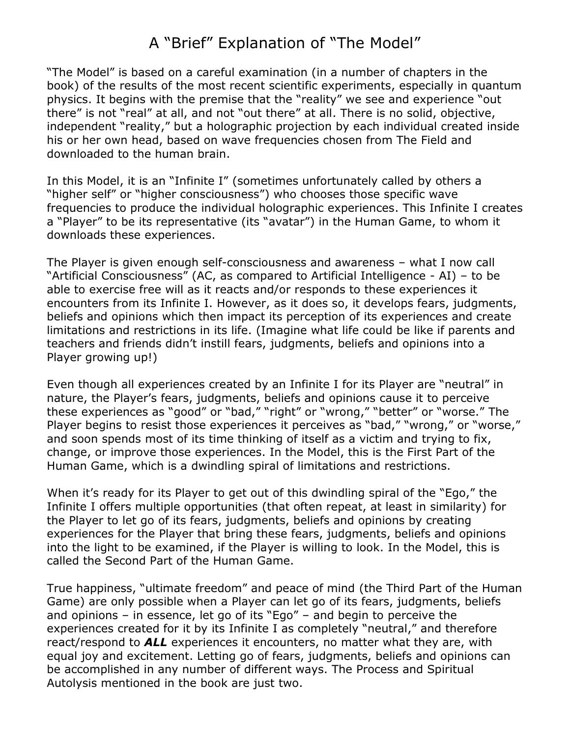# A "Brief" Explanation of "The Model"

"The Model" is based on a careful examination (in a number of chapters in the book) of the results of the most recent scientific experiments, especially in quantum physics. It begins with the premise that the "reality" we see and experience "out there" is not "real" at all, and not "out there" at all. There is no solid, objective, independent "reality," but a holographic projection by each individual created inside his or her own head, based on wave frequencies chosen from The Field and downloaded to the human brain.

In this Model, it is an "Infinite I" (sometimes unfortunately called by others a "higher self" or "higher consciousness") who chooses those specific wave frequencies to produce the individual holographic experiences. This Infinite I creates a "Player" to be its representative (its "avatar") in the Human Game, to whom it downloads these experiences.

The Player is given enough self-consciousness and awareness – what I now call "Artificial Consciousness" (AC, as compared to Artificial Intelligence - AI) – to be able to exercise free will as it reacts and/or responds to these experiences it encounters from its Infinite I. However, as it does so, it develops fears, judgments, beliefs and opinions which then impact its perception of its experiences and create limitations and restrictions in its life. (Imagine what life could be like if parents and teachers and friends didn't instill fears, judgments, beliefs and opinions into a Player growing up!)

Even though all experiences created by an Infinite I for its Player are "neutral" in nature, the Player's fears, judgments, beliefs and opinions cause it to perceive these experiences as "good" or "bad," "right" or "wrong," "better" or "worse." The Player begins to resist those experiences it perceives as "bad," "wrong," or "worse," and soon spends most of its time thinking of itself as a victim and trying to fix, change, or improve those experiences. In the Model, this is the First Part of the Human Game, which is a dwindling spiral of limitations and restrictions.

When it's ready for its Player to get out of this dwindling spiral of the "Ego," the Infinite I offers multiple opportunities (that often repeat, at least in similarity) for the Player to let go of its fears, judgments, beliefs and opinions by creating experiences for the Player that bring these fears, judgments, beliefs and opinions into the light to be examined, if the Player is willing to look. In the Model, this is called the Second Part of the Human Game.

True happiness, "ultimate freedom" and peace of mind (the Third Part of the Human Game) are only possible when a Player can let go of its fears, judgments, beliefs and opinions – in essence, let go of its "Ego" – and begin to perceive the experiences created for it by its Infinite I as completely "neutral," and therefore react/respond to ***ALL*** experiences it encounters, no matter what they are, with equal joy and excitement. Letting go of fears, judgments, beliefs and opinions can be accomplished in any number of different ways. The Process and Spiritual Autolysis mentioned in the book are just two.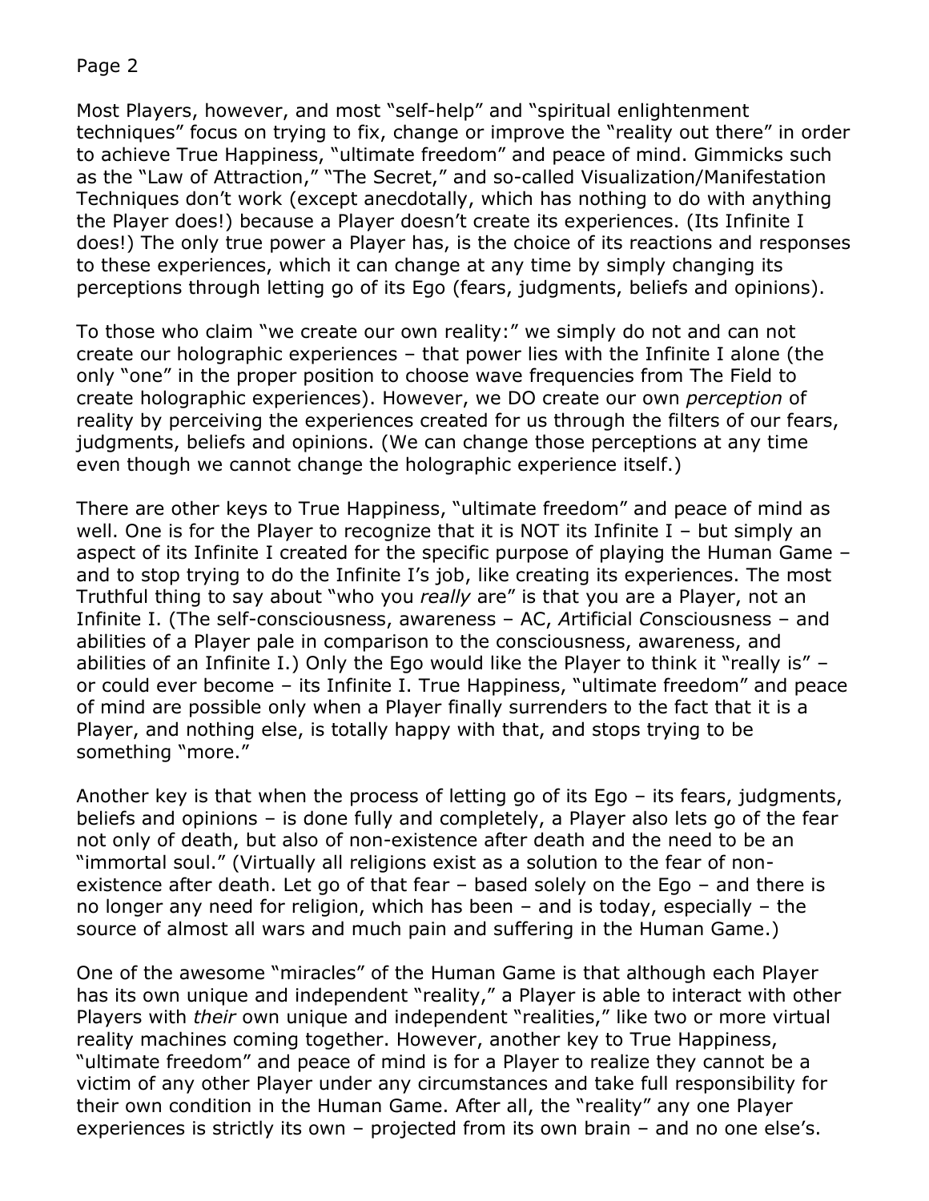Most Players, however, and most "self-help" and "spiritual enlightenment techniques" focus on trying to fix, change or improve the "reality out there" in order to achieve True Happiness, "ultimate freedom" and peace of mind. Gimmicks such as the "Law of Attraction," "The Secret," and so-called Visualization/Manifestation Techniques don't work (except anecdotally, which has nothing to do with anything the Player does!) because a Player doesn't create its experiences. (Its Infinite I does!) The only true power a Player has, is the choice of its reactions and responses to these experiences, which it can change at any time by simply changing its perceptions through letting go of its Ego (fears, judgments, beliefs and opinions).

To those who claim "we create our own reality:" we simply do not and can not create our holographic experiences – that power lies with the Infinite I alone (the only "one" in the proper position to choose wave frequencies from The Field to create holographic experiences). However, we DO create our own *perception* of reality by perceiving the experiences created for us through the filters of our fears, judgments, beliefs and opinions. (We can change those perceptions at any time even though we cannot change the holographic experience itself.)

There are other keys to True Happiness, "ultimate freedom" and peace of mind as well. One is for the Player to recognize that it is NOT its Infinite I – but simply an aspect of its Infinite I created for the specific purpose of playing the Human Game – and to stop trying to do the Infinite I's job, like creating its experiences. The most Truthful thing to say about "who you *really* are" is that you are a Player, not an Infinite I. (The self-consciousness, awareness – AC, *A*rtificial *C*onsciousness – and abilities of a Player pale in comparison to the consciousness, awareness, and abilities of an Infinite I.) Only the Ego would like the Player to think it "really is" – or could ever become – its Infinite I. True Happiness, "ultimate freedom" and peace of mind are possible only when a Player finally surrenders to the fact that it is a Player, and nothing else, is totally happy with that, and stops trying to be something "more."

Another key is that when the process of letting go of its Ego – its fears, judgments, beliefs and opinions – is done fully and completely, a Player also lets go of the fear not only of death, but also of non-existence after death and the need to be an "immortal soul." (Virtually all religions exist as a solution to the fear of non-existence after death. Let go of that fear – based solely on the Ego – and there is no longer any need for religion, which has been – and is today, especially – the source of almost all wars and much pain and suffering in the Human Game.)

One of the awesome "miracles" of the Human Game is that although each Player has its own unique and independent "reality," a Player is able to interact with other Players with *their* own unique and independent "realities," like two or more virtual reality machines coming together. However, another key to True Happiness, "ultimate freedom" and peace of mind is for a Player to realize they cannot be a victim of any other Player under any circumstances and take full responsibility for their own condition in the Human Game. After all, the "reality" any one Player experiences is strictly its own – projected from its own brain – and no one else's.